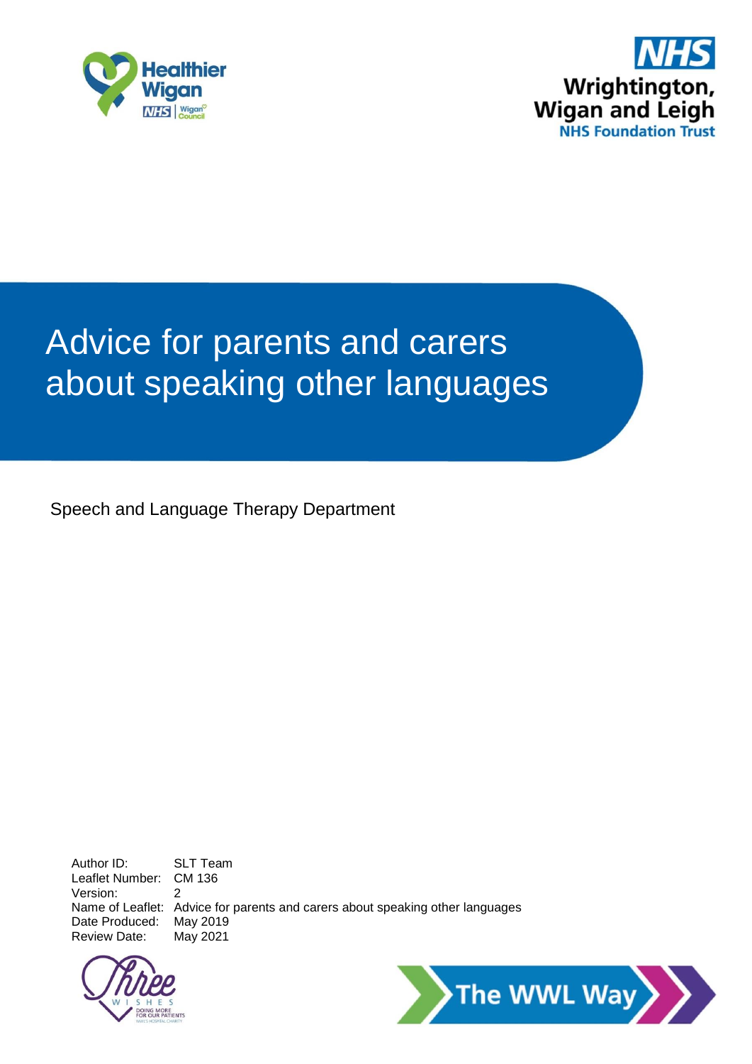# Advice for parents and carers about speaking other languages

Speech and Language Therapy Department

| | |
|---|---|
| Author ID: | SLT Team |
| Leaflet Number: | CM 136 |
| Version: | 2 |
| Name of Leaflet: | Advice for parents and carers about speaking other languages |
| Date Produced: | May 2019 |
| Review Date: | May 2021 |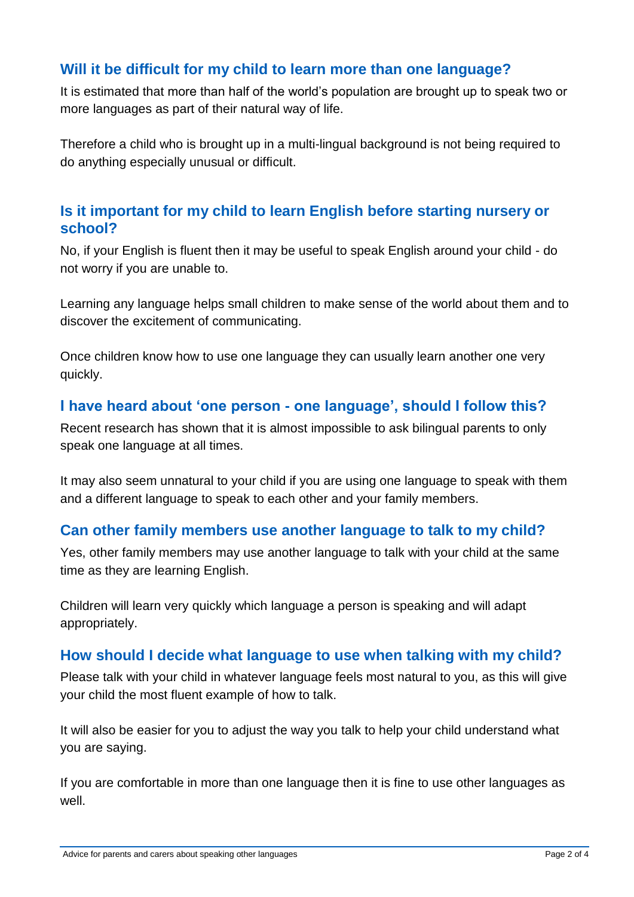## Will it be difficult for my child to learn more than one language?

It is estimated that more than half of the world's population are brought up to speak two or more languages as part of their natural way of life.

Therefore a child who is brought up in a multi-lingual background is not being required to do anything especially unusual or difficult.

## Is it important for my child to learn English before starting nursery or school?

No, if your English is fluent then it may be useful to speak English around your child - do not worry if you are unable to.

Learning any language helps small children to make sense of the world about them and to discover the excitement of communicating.

Once children know how to use one language they can usually learn another one very quickly.

## I have heard about 'one person - one language', should I follow this?

Recent research has shown that it is almost impossible to ask bilingual parents to only speak one language at all times.

It may also seem unnatural to your child if you are using one language to speak with them and a different language to speak to each other and your family members.

## Can other family members use another language to talk to my child?

Yes, other family members may use another language to talk with your child at the same time as they are learning English.

Children will learn very quickly which language a person is speaking and will adapt appropriately.

## How should I decide what language to use when talking with my child?

Please talk with your child in whatever language feels most natural to you, as this will give your child the most fluent example of how to talk.

It will also be easier for you to adjust the way you talk to help your child understand what you are saying.

If you are comfortable in more than one language then it is fine to use other languages as well.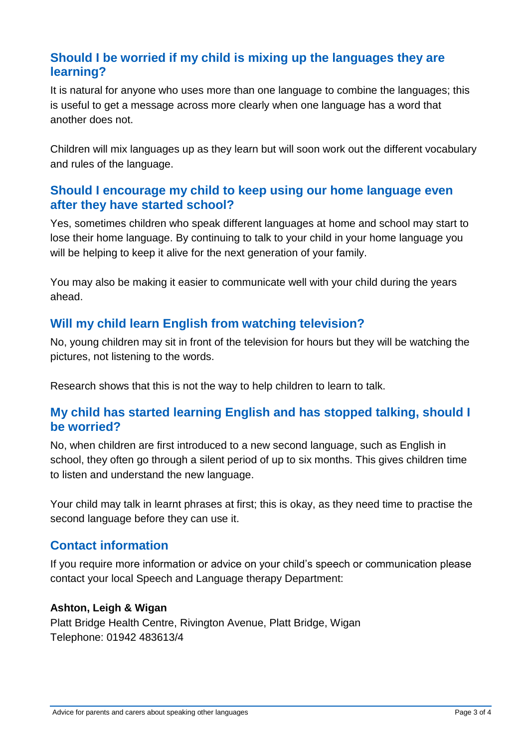## Should I be worried if my child is mixing up the languages they are learning?

It is natural for anyone who uses more than one language to combine the languages; this is useful to get a message across more clearly when one language has a word that another does not.

Children will mix languages up as they learn but will soon work out the different vocabulary and rules of the language.

## Should I encourage my child to keep using our home language even after they have started school?

Yes, sometimes children who speak different languages at home and school may start to lose their home language. By continuing to talk to your child in your home language you will be helping to keep it alive for the next generation of your family.

You may also be making it easier to communicate well with your child during the years ahead.

## Will my child learn English from watching television?

No, young children may sit in front of the television for hours but they will be watching the pictures, not listening to the words.

Research shows that this is not the way to help children to learn to talk.

## My child has started learning English and has stopped talking, should I be worried?

No, when children are first introduced to a new second language, such as English in school, they often go through a silent period of up to six months. This gives children time to listen and understand the new language.

Your child may talk in learnt phrases at first; this is okay, as they need time to practise the second language before they can use it.

## Contact information

If you require more information or advice on your child's speech or communication please contact your local Speech and Language therapy Department:

**Ashton, Leigh & Wigan**
Platt Bridge Health Centre, Rivington Avenue, Platt Bridge, Wigan
Telephone: 01942 483613/4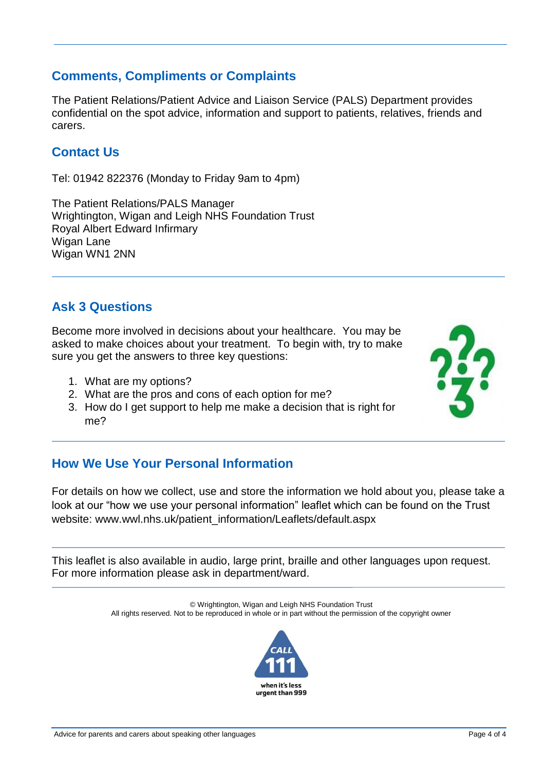## Comments, Compliments or Complaints

The Patient Relations/Patient Advice and Liaison Service (PALS) Department provides confidential on the spot advice, information and support to patients, relatives, friends and carers.

## Contact Us

Tel: 01942 822376 (Monday to Friday 9am to 4pm)

The Patient Relations/PALS Manager
Wrightington, Wigan and Leigh NHS Foundation Trust
Royal Albert Edward Infirmary
Wigan Lane
Wigan WN1 2NN

## Ask 3 Questions

Become more involved in decisions about your healthcare. You may be asked to make choices about your treatment. To begin with, try to make sure you get the answers to three key questions:

1. What are my options?
2. What are the pros and cons of each option for me?
3. How do I get support to help me make a decision that is right for me?

## How We Use Your Personal Information

For details on how we collect, use and store the information we hold about you, please take a look at our "how we use your personal information" leaflet which can be found on the Trust website: www.wwl.nhs.uk/patient_information/Leaflets/default.aspx

This leaflet is also available in audio, large print, braille and other languages upon request. For more information please ask in department/ward.

© Wrightington, Wigan and Leigh NHS Foundation Trust
All rights reserved. Not to be reproduced in whole or in part without the permission of the copyright owner

CALL 111
when it's less urgent than 999